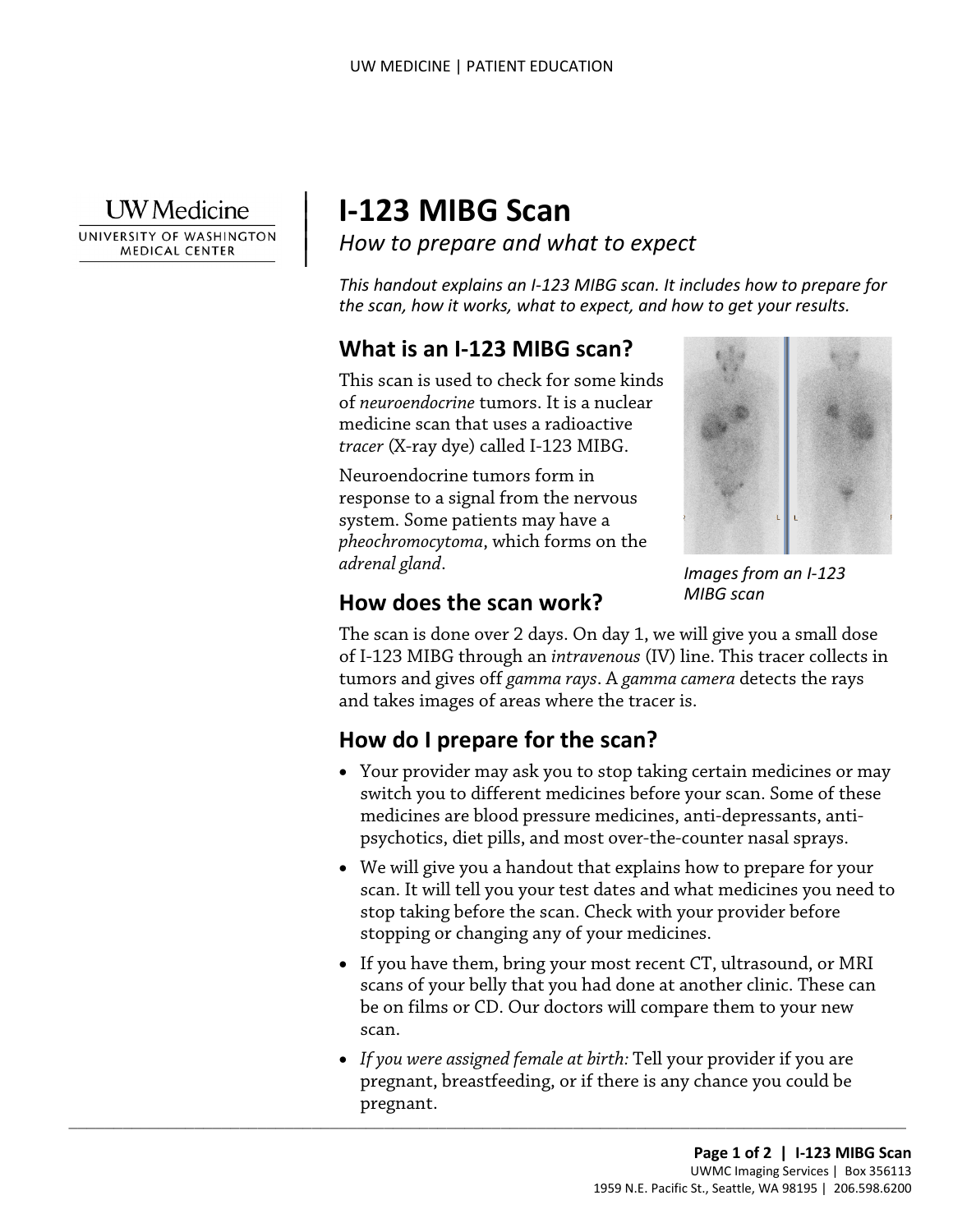UW Medicine
UNIVERSITY OF WASHINGTON MEDICAL CENTER

# I-123 MIBG Scan

*How to prepare and what to expect*

*This handout explains an I-123 MIBG scan. It includes how to prepare for the scan, how it works, what to expect, and how to get your results.*

## What is an I-123 MIBG scan?

This scan is used to check for some kinds of *neuroendocrine* tumors. It is a nuclear medicine scan that uses a radioactive *tracer* (X-ray dye) called I-123 MIBG.

Neuroendocrine tumors form in response to a signal from the nervous system. Some patients may have a *pheochromocytoma*, which forms on the *adrenal gland*.

*Images from an I-123 MIBG scan*

## How does the scan work?

The scan is done over 2 days. On day 1, we will give you a small dose of I-123 MIBG through an *intravenous* (IV) line. This tracer collects in tumors and gives off *gamma rays*. A *gamma camera* detects the rays and takes images of areas where the tracer is.

## How do I prepare for the scan?

- Your provider may ask you to stop taking certain medicines or may switch you to different medicines before your scan. Some of these medicines are blood pressure medicines, anti-depressants, anti-psychotics, diet pills, and most over-the-counter nasal sprays.
- We will give you a handout that explains how to prepare for your scan. It will tell you your test dates and what medicines you need to stop taking before the scan. Check with your provider before stopping or changing any of your medicines.
- If you have them, bring your most recent CT, ultrasound, or MRI scans of your belly that you had done at another clinic. These can be on films or CD. Our doctors will compare them to your new scan.
- *If you were assigned female at birth:* Tell your provider if you are pregnant, breastfeeding, or if there is any chance you could be pregnant.

UWMC Imaging Services | Box 356113
1959 N.E. Pacific St., Seattle, WA 98195 | 206.598.6200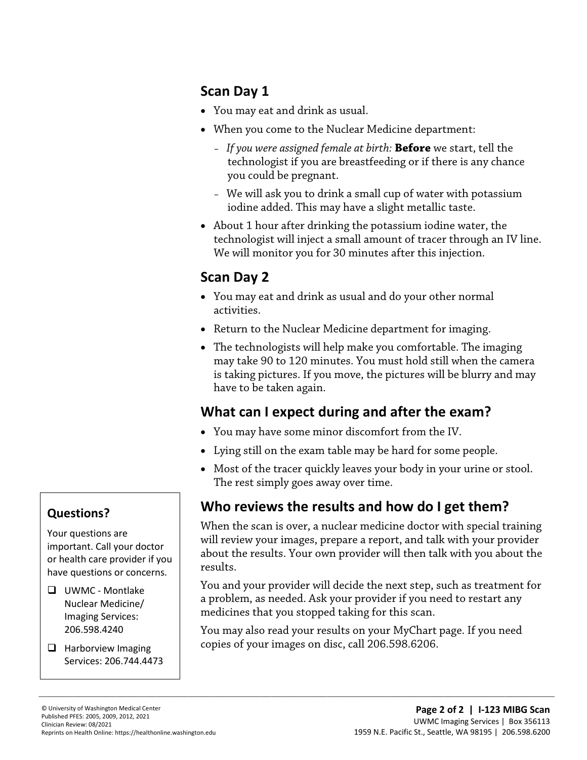## Scan Day 1

- You may eat and drink as usual.
- When you come to the Nuclear Medicine department:
  - *If you were assigned female at birth:* **Before** we start, tell the technologist if you are breastfeeding or if there is any chance you could be pregnant.
  - We will ask you to drink a small cup of water with potassium iodine added. This may have a slight metallic taste.
- About 1 hour after drinking the potassium iodine water, the technologist will inject a small amount of tracer through an IV line. We will monitor you for 30 minutes after this injection.

## Scan Day 2

- You may eat and drink as usual and do your other normal activities.
- Return to the Nuclear Medicine department for imaging.
- The technologists will help make you comfortable. The imaging may take 90 to 120 minutes. You must hold still when the camera is taking pictures. If you move, the pictures will be blurry and may have to be taken again.

## What can I expect during and after the exam?

- You may have some minor discomfort from the IV.
- Lying still on the exam table may be hard for some people.
- Most of the tracer quickly leaves your body in your urine or stool. The rest simply goes away over time.

## Who reviews the results and how do I get them?

When the scan is over, a nuclear medicine doctor with special training will review your images, prepare a report, and talk with your provider about the results. Your own provider will then talk with you about the results.

You and your provider will decide the next step, such as treatment for a problem, as needed. Ask your provider if you need to restart any medicines that you stopped taking for this scan.

You may also read your results on your MyChart page. If you need copies of your images on disc, call 206.598.6206.

### Questions?

Your questions are important. Call your doctor or health care provider if you have questions or concerns.

- ☐ UWMC - Montlake Nuclear Medicine/ Imaging Services: 206.598.4240
- ☐ Harborview Imaging Services: 206.744.4473

© University of Washington Medical Center
Published PFES: 2005, 2009, 2012, 2021
Clinician Review: 08/2021
Reprints on Health Online: https://healthonline.washington.edu

UWMC Imaging Services | Box 356113
1959 N.E. Pacific St., Seattle, WA 98195 | 206.598.6200